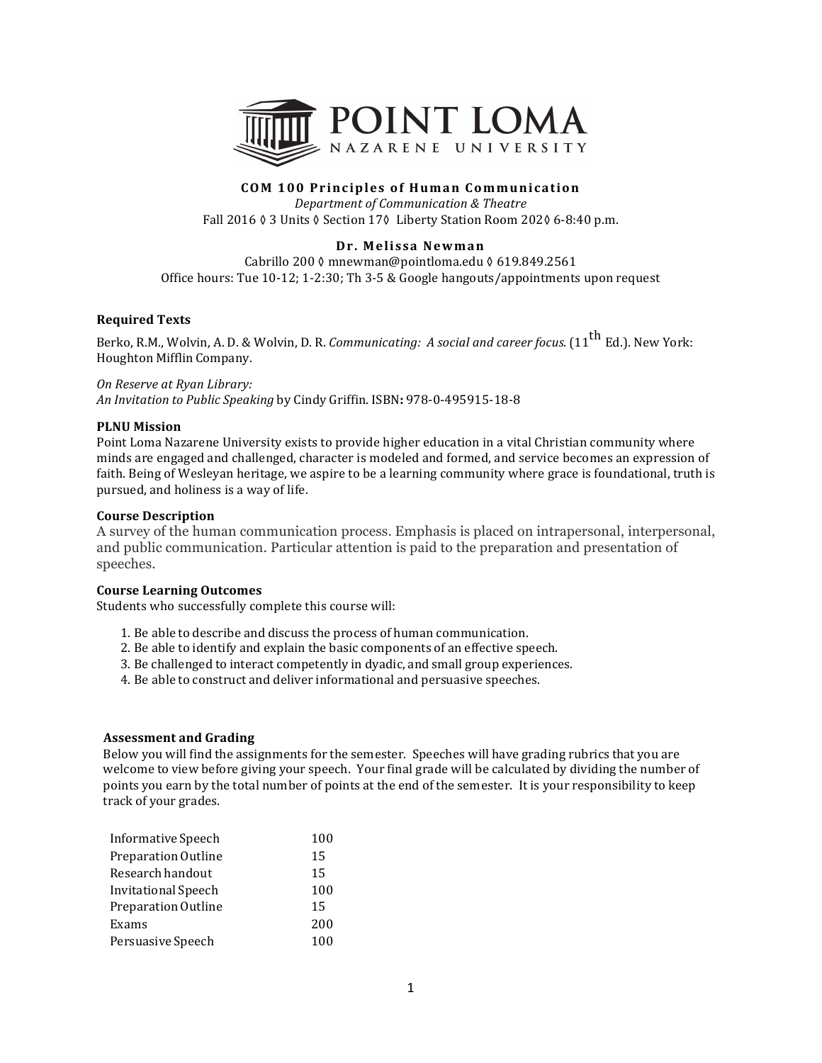# COM 100 Principles of Human Communication

*Department of Communication & Theatre*

Fall 2016 ◊ 3 Units ◊ Section 17◊ Liberty Station Room 202◊ 6-8:40 p.m.

## Dr. Melissa Newman

Cabrillo 200 ◊ mnewman@pointloma.edu ◊ 619.849.2561

Office hours: Tue 10-12; 1-2:30; Th 3-5 & Google hangouts/appointments upon request

### Required Texts

Berko, R.M., Wolvin, A. D. & Wolvin, D. R. *Communicating: A social and career focus.* (11th Ed.). New York: Houghton Mifflin Company.

*On Reserve at Ryan Library:*
*An Invitation to Public Speaking* by Cindy Griffin. ISBN**:** 978-0-495915-18-8

### PLNU Mission

Point Loma Nazarene University exists to provide higher education in a vital Christian community where minds are engaged and challenged, character is modeled and formed, and service becomes an expression of faith. Being of Wesleyan heritage, we aspire to be a learning community where grace is foundational, truth is pursued, and holiness is a way of life.

### Course Description

A survey of the human communication process. Emphasis is placed on intrapersonal, interpersonal, and public communication. Particular attention is paid to the preparation and presentation of speeches.

### Course Learning Outcomes

Students who successfully complete this course will:

1. Be able to describe and discuss the process of human communication.
2. Be able to identify and explain the basic components of an effective speech.
3. Be challenged to interact competently in dyadic, and small group experiences.
4. Be able to construct and deliver informational and persuasive speeches.

### Assessment and Grading

Below you will find the assignments for the semester. Speeches will have grading rubrics that you are welcome to view before giving your speech. Your final grade will be calculated by dividing the number of points you earn by the total number of points at the end of the semester. It is your responsibility to keep track of your grades.

| Assignment | Points |
|---|---|
| Informative Speech | 100 |
| Preparation Outline | 15 |
| Research handout | 15 |
| Invitational Speech | 100 |
| Preparation Outline | 15 |
| Exams | 200 |
| Persuasive Speech | 100 |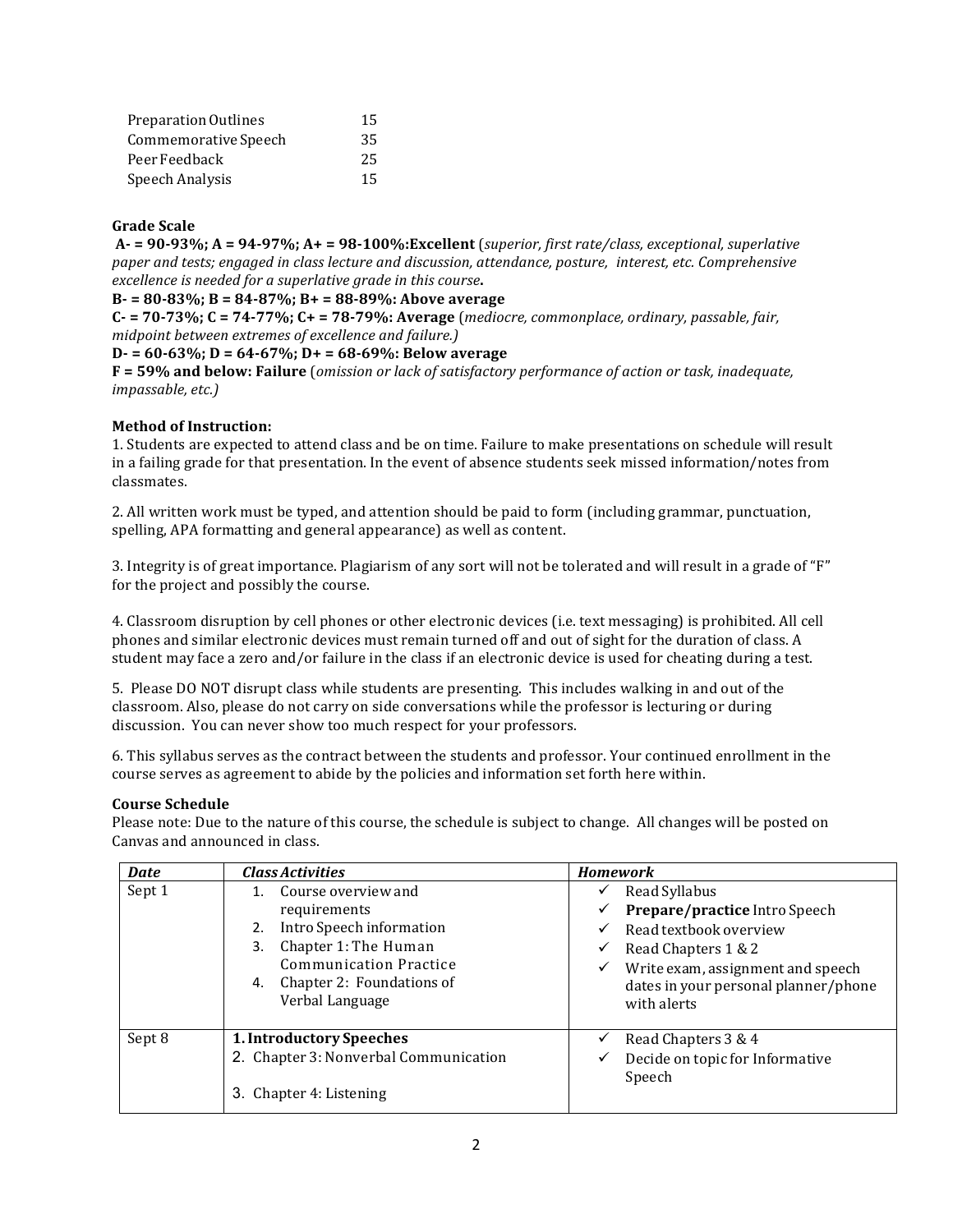| | |
|---|---|
| Preparation Outlines | 15 |
| Commemorative Speech | 35 |
| Peer Feedback | 25 |
| Speech Analysis | 15 |

**Grade Scale**

**A- = 90-93%; A = 94-97%; A+ = 98-100%:Excellent** (*superior, first rate/class, exceptional, superlative paper and tests; engaged in class lecture and discussion, attendance, posture, interest, etc. Comprehensive excellence is needed for a superlative grade in this course***.**

**B- = 80-83%; B = 84-87%; B+ = 88-89%: Above average**

**C- = 70-73%; C = 74-77%; C+ = 78-79%: Average** (*mediocre, commonplace, ordinary, passable, fair, midpoint between extremes of excellence and failure.)*

**D- = 60-63%; D = 64-67%; D+ = 68-69%: Below average**

**F = 59% and below: Failure** (*omission or lack of satisfactory performance of action or task, inadequate, impassable, etc.)*

**Method of Instruction:**

1. Students are expected to attend class and be on time. Failure to make presentations on schedule will result in a failing grade for that presentation. In the event of absence students seek missed information/notes from classmates.

2. All written work must be typed, and attention should be paid to form (including grammar, punctuation, spelling, APA formatting and general appearance) as well as content.

3. Integrity is of great importance. Plagiarism of any sort will not be tolerated and will result in a grade of "F" for the project and possibly the course.

4. Classroom disruption by cell phones or other electronic devices (i.e. text messaging) is prohibited. All cell phones and similar electronic devices must remain turned off and out of sight for the duration of class. A student may face a zero and/or failure in the class if an electronic device is used for cheating during a test.

5. Please DO NOT disrupt class while students are presenting. This includes walking in and out of the classroom. Also, please do not carry on side conversations while the professor is lecturing or during discussion. You can never show too much respect for your professors.

6. This syllabus serves as the contract between the students and professor. Your continued enrollment in the course serves as agreement to abide by the policies and information set forth here within.

**Course Schedule**

Please note: Due to the nature of this course, the schedule is subject to change. All changes will be posted on Canvas and announced in class.

| ***Date*** | ***Class Activities*** | ***Homework*** |
|---|---|---|
| Sept 1 | 1. Course overview and requirements<br>2. Intro Speech information<br>3. Chapter 1: The Human Communication Practice<br>4. Chapter 2: Foundations of Verbal Language | ✓ Read Syllabus<br>✓ **Prepare/practice** Intro Speech<br>✓ Read textbook overview<br>✓ Read Chapters 1 & 2<br>✓ Write exam, assignment and speech dates in your personal planner/phone with alerts |
| Sept 8 | **1. Introductory Speeches**<br>2. Chapter 3: Nonverbal Communication<br>3. Chapter 4: Listening | ✓ Read Chapters 3 & 4<br>✓ Decide on topic for Informative Speech |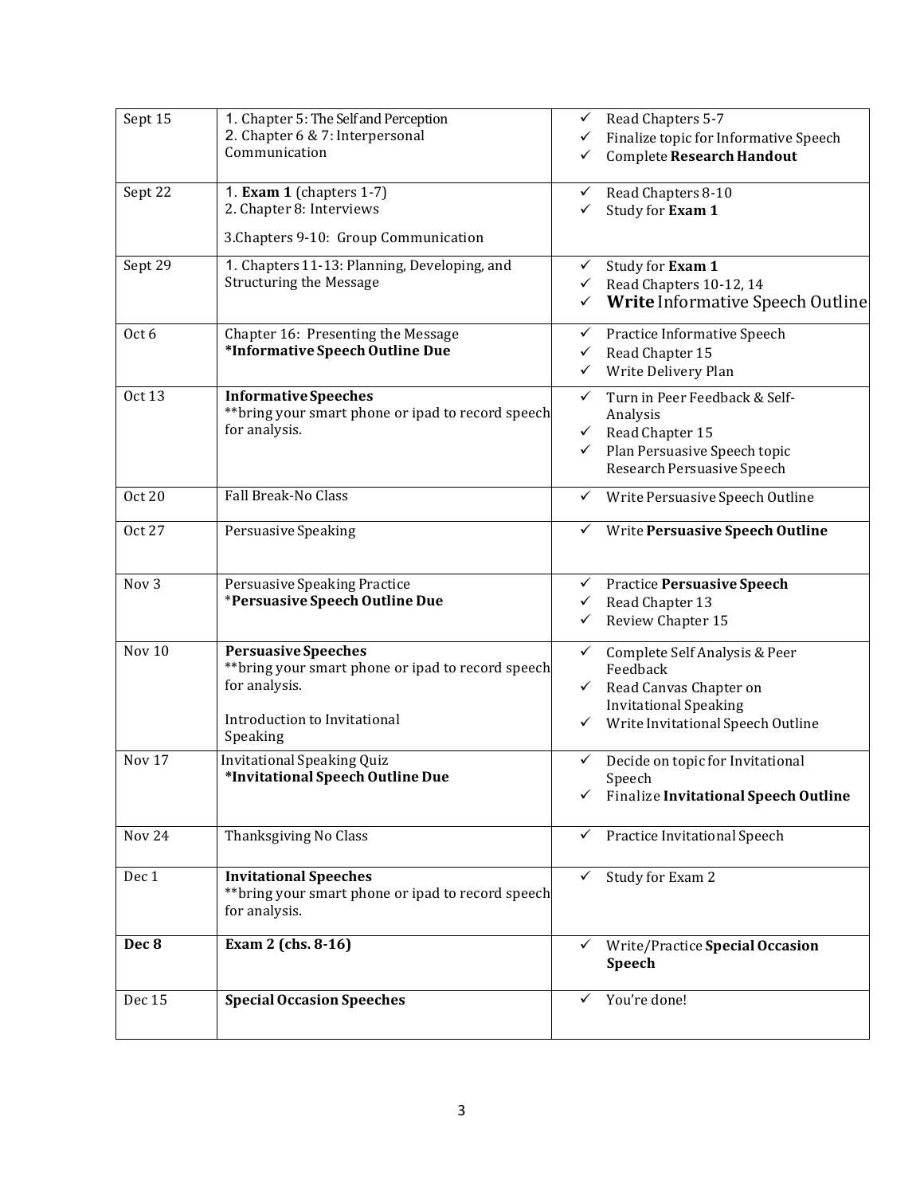| | | |
|---|---|---|
| Sept 15 | 1. Chapter 5: The Self and Perception<br>2. Chapter 6 & 7: Interpersonal Communication | ✓ Read Chapters 5-7<br>✓ Finalize topic for Informative Speech<br>✓ Complete **Research Handout** |
| Sept 22 | 1. **Exam 1** (chapters 1-7)<br>2. Chapter 8: Interviews<br>3.Chapters 9-10: Group Communication | ✓ Read Chapters 8-10<br>✓ Study for **Exam 1** |
| Sept 29 | 1. Chapters 11-13: Planning, Developing, and Structuring the Message | ✓ Study for **Exam 1**<br>✓ Read Chapters 10-12, 14<br>✓ **Write** Informative Speech Outline |
| Oct 6 | Chapter 16: Presenting the Message<br>**\*Informative Speech Outline Due** | ✓ Practice Informative Speech<br>✓ Read Chapter 15<br>✓ Write Delivery Plan |
| Oct 13 | **Informative Speeches**<br>**bring your smart phone or ipad to record speech for analysis. | ✓ Turn in Peer Feedback & Self-Analysis<br>✓ Read Chapter 15<br>✓ Plan Persuasive Speech topic Research Persuasive Speech |
| Oct 20 | Fall Break-No Class | ✓ Write Persuasive Speech Outline |
| Oct 27 | Persuasive Speaking | ✓ Write **Persuasive Speech Outline** |
| Nov 3 | Persuasive Speaking Practice<br>\***Persuasive Speech Outline Due** | ✓ Practice **Persuasive Speech**<br>✓ Read Chapter 13<br>✓ Review Chapter 15 |
| Nov 10 | **Persuasive Speeches**<br>**bring your smart phone or ipad to record speech for analysis.<br>Introduction to Invitational Speaking | ✓ Complete Self Analysis & Peer Feedback<br>✓ Read Canvas Chapter on Invitational Speaking<br>✓ Write Invitational Speech Outline |
| Nov 17 | Invitational Speaking Quiz<br>**\*Invitational Speech Outline Due** | ✓ Decide on topic for Invitational Speech<br>✓ Finalize **Invitational Speech Outline** |
| Nov 24 | Thanksgiving No Class | ✓ Practice Invitational Speech |
| Dec 1 | **Invitational Speeches**<br>**bring your smart phone or ipad to record speech for analysis. | ✓ Study for Exam 2 |
| **Dec 8** | **Exam 2 (chs. 8-16)** | ✓ Write/Practice **Special Occasion Speech** |
| Dec 15 | **Special Occasion Speeches** | ✓ You're done! |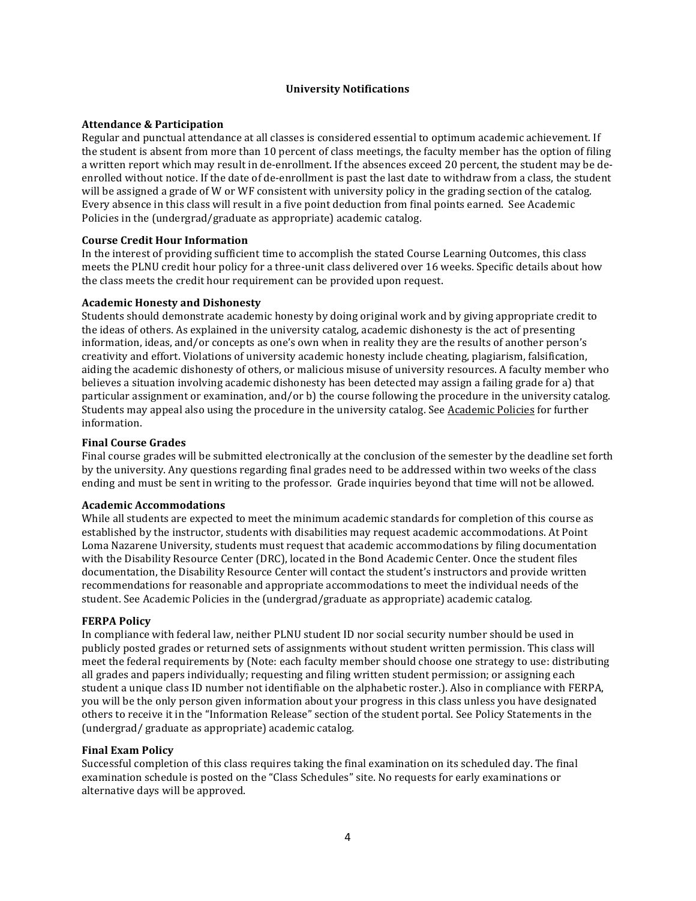## University Notifications

### Attendance & Participation

Regular and punctual attendance at all classes is considered essential to optimum academic achievement. If the student is absent from more than 10 percent of class meetings, the faculty member has the option of filing a written report which may result in de-enrollment. If the absences exceed 20 percent, the student may be de-enrolled without notice. If the date of de-enrollment is past the last date to withdraw from a class, the student will be assigned a grade of W or WF consistent with university policy in the grading section of the catalog. Every absence in this class will result in a five point deduction from final points earned. See Academic Policies in the (undergrad/graduate as appropriate) academic catalog.

### Course Credit Hour Information

In the interest of providing sufficient time to accomplish the stated Course Learning Outcomes, this class meets the PLNU credit hour policy for a three-unit class delivered over 16 weeks. Specific details about how the class meets the credit hour requirement can be provided upon request.

### Academic Honesty and Dishonesty

Students should demonstrate academic honesty by doing original work and by giving appropriate credit to the ideas of others. As explained in the university catalog, academic dishonesty is the act of presenting information, ideas, and/or concepts as one's own when in reality they are the results of another person's creativity and effort. Violations of university academic honesty include cheating, plagiarism, falsification, aiding the academic dishonesty of others, or malicious misuse of university resources. A faculty member who believes a situation involving academic dishonesty has been detected may assign a failing grade for a) that particular assignment or examination, and/or b) the course following the procedure in the university catalog. Students may appeal also using the procedure in the university catalog. See Academic Policies for further information.

### Final Course Grades

Final course grades will be submitted electronically at the conclusion of the semester by the deadline set forth by the university. Any questions regarding final grades need to be addressed within two weeks of the class ending and must be sent in writing to the professor. Grade inquiries beyond that time will not be allowed.

### Academic Accommodations

While all students are expected to meet the minimum academic standards for completion of this course as established by the instructor, students with disabilities may request academic accommodations. At Point Loma Nazarene University, students must request that academic accommodations by filing documentation with the Disability Resource Center (DRC), located in the Bond Academic Center. Once the student files documentation, the Disability Resource Center will contact the student's instructors and provide written recommendations for reasonable and appropriate accommodations to meet the individual needs of the student. See Academic Policies in the (undergrad/graduate as appropriate) academic catalog.

### FERPA Policy

In compliance with federal law, neither PLNU student ID nor social security number should be used in publicly posted grades or returned sets of assignments without student written permission. This class will meet the federal requirements by (Note: each faculty member should choose one strategy to use: distributing all grades and papers individually; requesting and filing written student permission; or assigning each student a unique class ID number not identifiable on the alphabetic roster.). Also in compliance with FERPA, you will be the only person given information about your progress in this class unless you have designated others to receive it in the "Information Release" section of the student portal. See Policy Statements in the (undergrad/ graduate as appropriate) academic catalog.

### Final Exam Policy

Successful completion of this class requires taking the final examination on its scheduled day. The final examination schedule is posted on the "Class Schedules" site. No requests for early examinations or alternative days will be approved.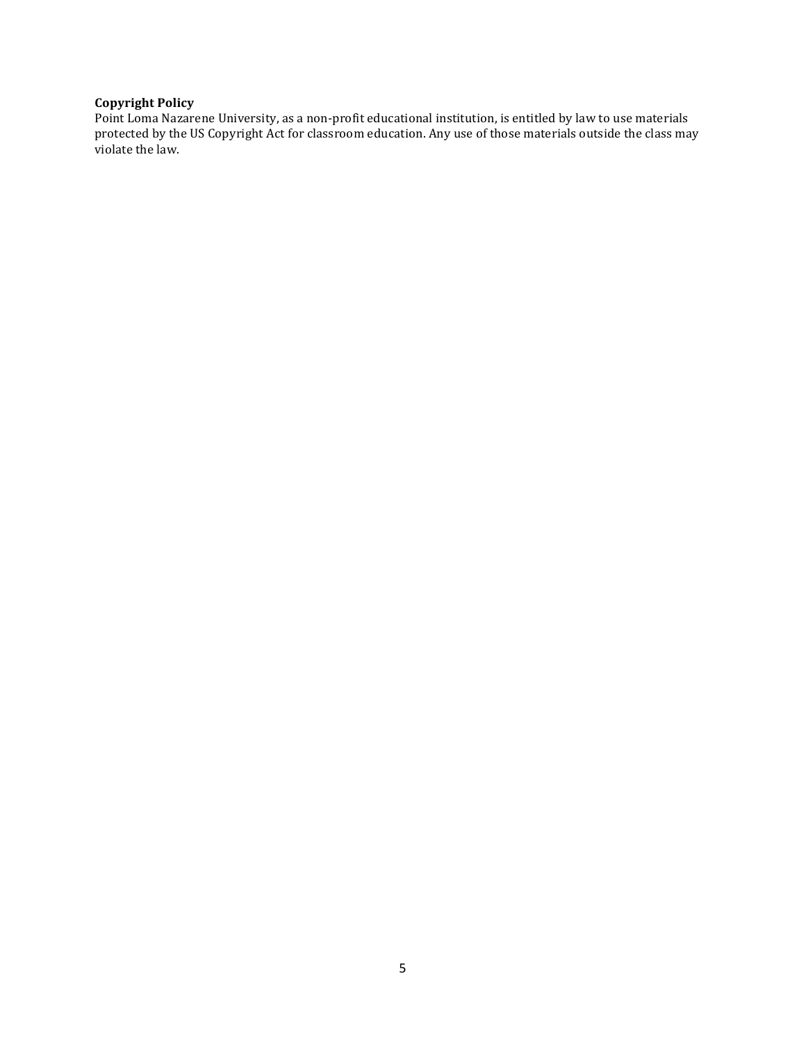**Copyright Policy**
Point Loma Nazarene University, as a non-profit educational institution, is entitled by law to use materials protected by the US Copyright Act for classroom education. Any use of those materials outside the class may violate the law.